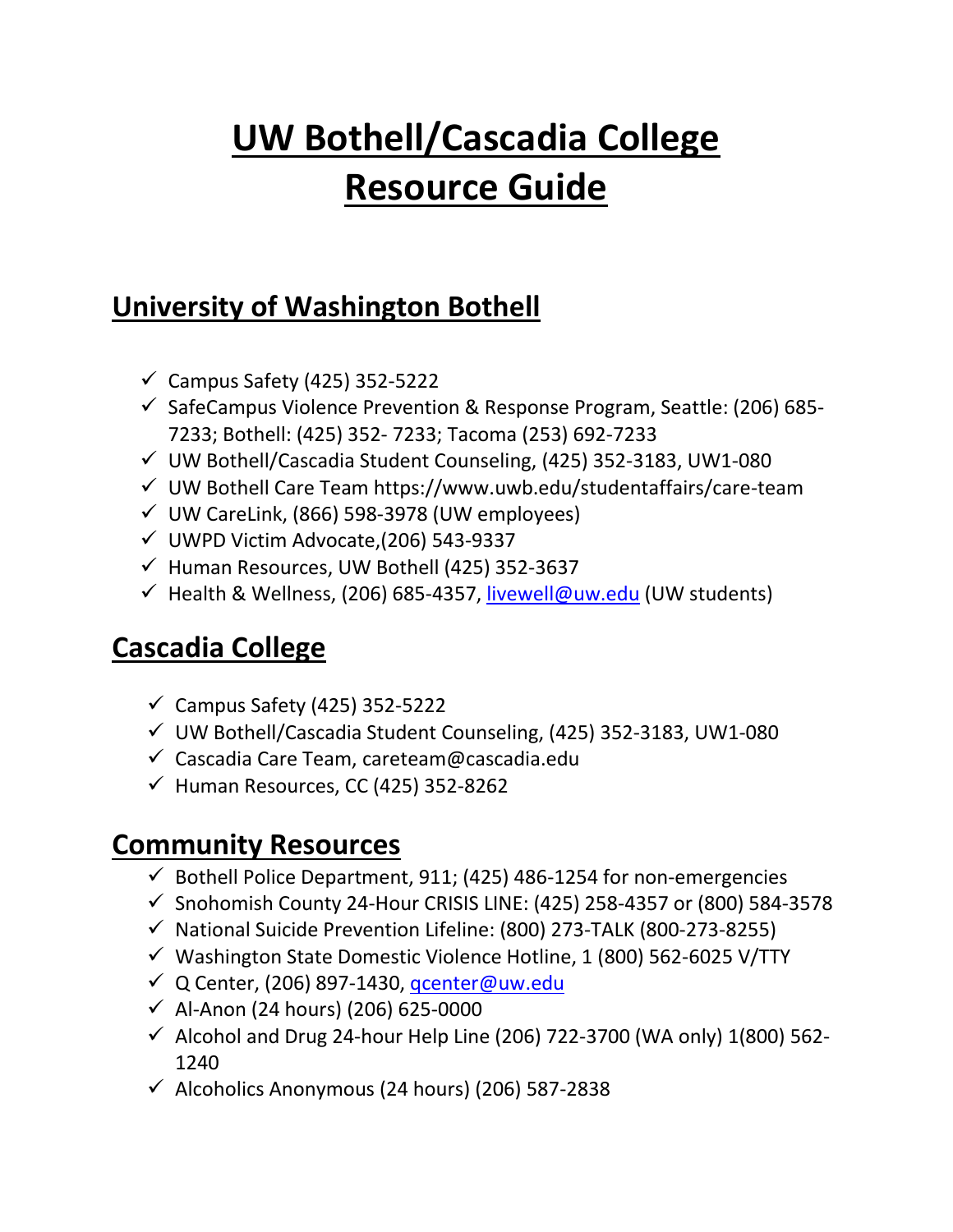# UW Bothell/Cascadia College Resource Guide

## University of Washington Bothell

- ✓ Campus Safety (425) 352-5222
- ✓ SafeCampus Violence Prevention & Response Program, Seattle: (206) 685-7233; Bothell: (425) 352- 7233; Tacoma (253) 692-7233
- ✓ UW Bothell/Cascadia Student Counseling, (425) 352-3183, UW1-080
- ✓ UW Bothell Care Team https://www.uwb.edu/studentaffairs/care-team
- ✓ UW CareLink, (866) 598-3978 (UW employees)
- ✓ UWPD Victim Advocate,(206) 543-9337
- ✓ Human Resources, UW Bothell (425) 352-3637
- ✓ Health & Wellness, (206) 685-4357, livewell@uw.edu (UW students)

## Cascadia College

- ✓ Campus Safety (425) 352-5222
- ✓ UW Bothell/Cascadia Student Counseling, (425) 352-3183, UW1-080
- ✓ Cascadia Care Team, careteam@cascadia.edu
- ✓ Human Resources, CC (425) 352-8262

## Community Resources

- ✓ Bothell Police Department, 911; (425) 486-1254 for non-emergencies
- ✓ Snohomish County 24-Hour CRISIS LINE: (425) 258-4357 or (800) 584-3578
- ✓ National Suicide Prevention Lifeline: (800) 273-TALK (800-273-8255)
- ✓ Washington State Domestic Violence Hotline, 1 (800) 562-6025 V/TTY
- ✓ Q Center, (206) 897-1430, qcenter@uw.edu
- ✓ Al-Anon (24 hours) (206) 625-0000
- ✓ Alcohol and Drug 24-hour Help Line (206) 722-3700 (WA only) 1(800) 562-1240
- ✓ Alcoholics Anonymous (24 hours) (206) 587-2838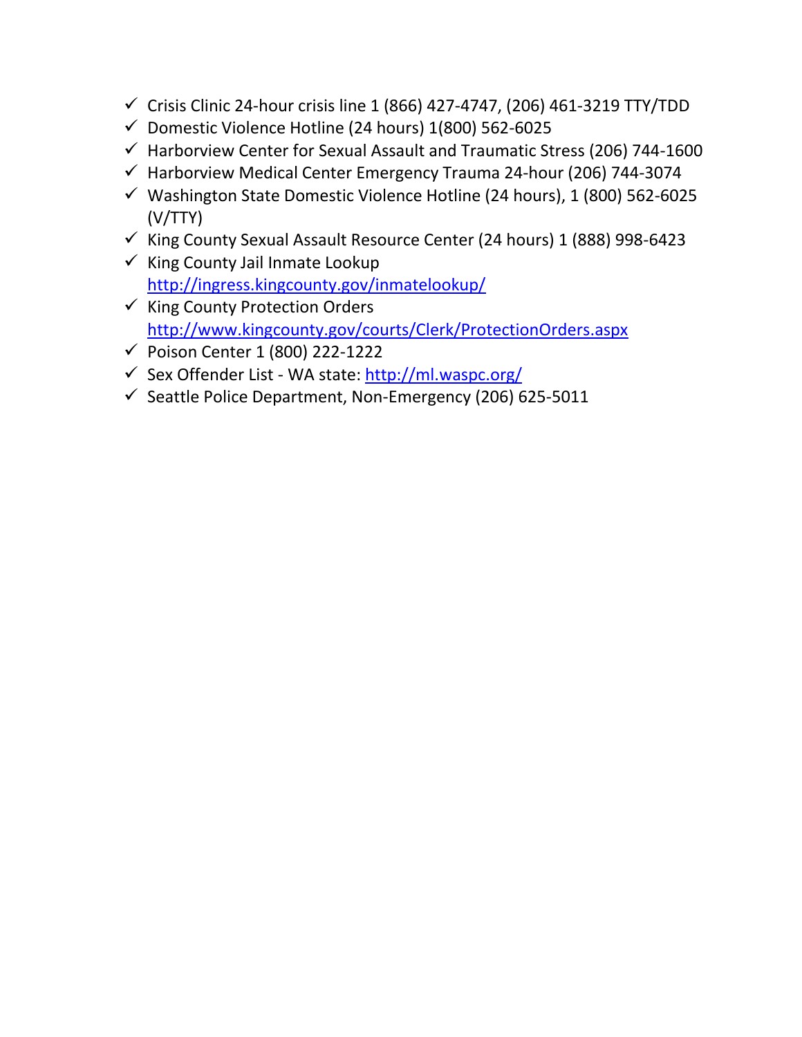- ✓ Crisis Clinic 24-hour crisis line 1 (866) 427-4747, (206) 461-3219 TTY/TDD
- ✓ Domestic Violence Hotline (24 hours) 1(800) 562-6025
- ✓ Harborview Center for Sexual Assault and Traumatic Stress (206) 744-1600
- ✓ Harborview Medical Center Emergency Trauma 24-hour (206) 744-3074
- ✓ Washington State Domestic Violence Hotline (24 hours), 1 (800) 562-6025 (V/TTY)
- ✓ King County Sexual Assault Resource Center (24 hours) 1 (888) 998-6423
- ✓ King County Jail Inmate Lookup http://ingress.kingcounty.gov/inmatelookup/
- ✓ King County Protection Orders http://www.kingcounty.gov/courts/Clerk/ProtectionOrders.aspx
- ✓ Poison Center 1 (800) 222-1222
- ✓ Sex Offender List - WA state: http://ml.waspc.org/
- ✓ Seattle Police Department, Non-Emergency (206) 625-5011